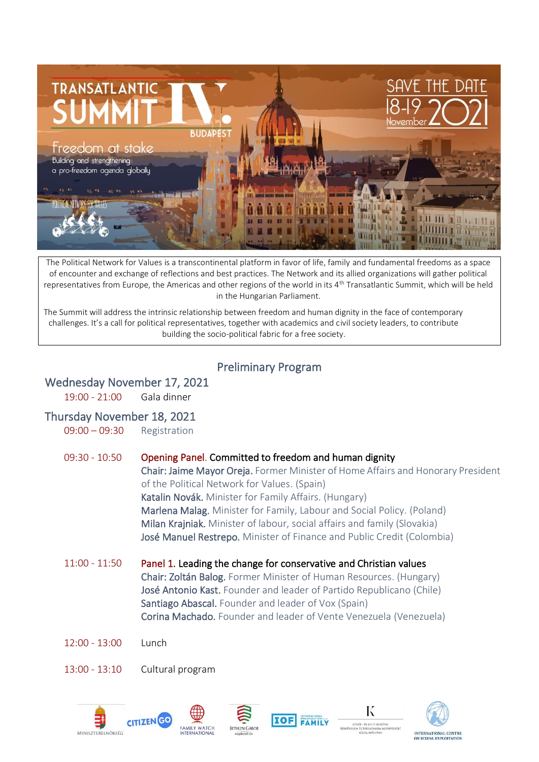# TRANSATLANTIC SUMMIT IV.

BUDAPEST

Freedom at stake

Building and strengthening a pro-freedom agenda globally

POLITICAL NETWORK FOR VALUES

SAVE THE DATE

18-19 November 2021

The Political Network for Values is a transcontinental platform in favor of life, family and fundamental freedoms as a space of encounter and exchange of reflections and best practices. The Network and its allied organizations will gather political representatives from Europe, the Americas and other regions of the world in its 4th Transatlantic Summit, which will be held in the Hungarian Parliament.

The Summit will address the intrinsic relationship between freedom and human dignity in the face of contemporary challenges. It's a call for political representatives, together with academics and civil society leaders, to contribute building the socio-political fabric for a free society.

## Preliminary Program

### Wednesday November 17, 2021

19:00 - 21:00 Gala dinner

### Thursday November 18, 2021

09:00 – 09:30 Registration

09:30 - 10:50 **Opening Panel. Committed to freedom and human dignity**
**Chair: Jaime Mayor Oreja.** Former Minister of Home Affairs and Honorary President of the Political Network for Values. (Spain)
**Katalin Novák.** Minister for Family Affairs. (Hungary)
**Marlena Malag.** Minister for Family, Labour and Social Policy. (Poland)
**Milan Krajniak.** Minister of labour, social affairs and family (Slovakia)
**José Manuel Restrepo.** Minister of Finance and Public Credit (Colombia)

11:00 - 11:50 **Panel 1. Leading the change for conservative and Christian values**
**Chair: Zoltán Balog.** Former Minister of Human Resources. (Hungary)
**José Antonio Kast.** Founder and leader of Partido Republicano (Chile)
**Santiago Abascal.** Founder and leader of Vox (Spain)
**Corina Machado.** Founder and leader of Vente Venezuela (Venezuela)

12:00 - 13:00 Lunch

13:00 - 13:10 Cultural program

MINISZTERELNÖKSÉG | CITIZENGO | FAMILY WATCH INTERNATIONAL | BETHLEN GÁBOR Alapkezelő Zrt. | IOF INTERNATIONAL ORGANIZATION FOR THE FAMILY | KÖZÉP- ÉS KELET-EURÓPAI TÖRTÉNELEM ÉS TÁRSADALOM KUTATÁSÁÉRT KÖZALAPÍTVÁNY | INTERNATIONAL CENTRE ON SEXUAL EXPLOITATION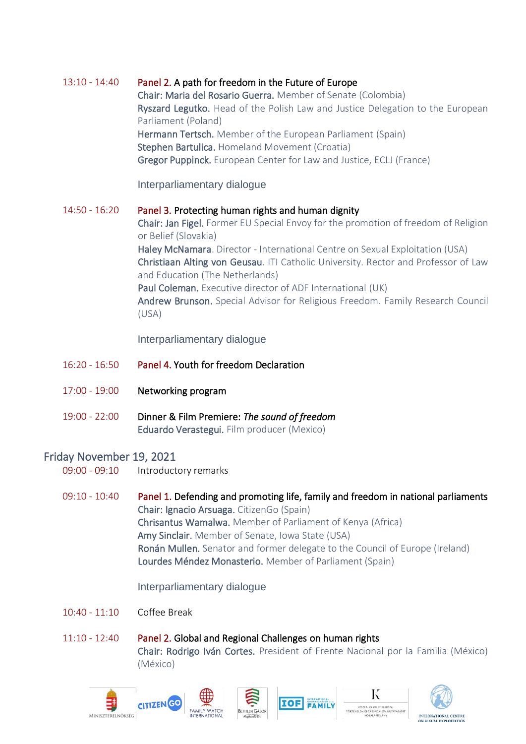13:10 - 14:40 **Panel 2. A path for freedom in the Future of Europe**
Chair: Maria del Rosario Guerra. Member of Senate (Colombia)
Ryszard Legutko. Head of the Polish Law and Justice Delegation to the European Parliament (Poland)
Hermann Tertsch. Member of the European Parliament (Spain)
Stephen Bartulica. Homeland Movement (Croatia)
Gregor Puppinck. European Center for Law and Justice, ECLJ (France)

Interparliamentary dialogue

14:50 - 16:20 **Panel 3. Protecting human rights and human dignity**
Chair: Jan Figel. Former EU Special Envoy for the promotion of freedom of Religion or Belief (Slovakia)
Haley McNamara. Director - International Centre on Sexual Exploitation (USA)
Christiaan Alting von Geusau. ITI Catholic University. Rector and Professor of Law and Education (The Netherlands)
Paul Coleman. Executive director of ADF International (UK)
Andrew Brunson. Special Advisor for Religious Freedom. Family Research Council (USA)

Interparliamentary dialogue

16:20 - 16:50 **Panel 4. Youth for freedom Declaration**

17:00 - 19:00 **Networking program**

19:00 - 22:00 **Dinner & Film Premiere: *The sound of freedom***
Eduardo Verastegui. Film producer (Mexico)

## Friday November 19, 2021

09:00 - 09:10 Introductory remarks

09:10 - 10:40 **Panel 1. Defending and promoting life, family and freedom in national parliaments**
Chair: Ignacio Arsuaga. CitizenGo (Spain)
Chrisantus Wamalwa. Member of Parliament of Kenya (Africa)
Amy Sinclair. Member of Senate, Iowa State (USA)
Ronán Mullen. Senator and former delegate to the Council of Europe (Ireland)
Lourdes Méndez Monasterio. Member of Parliament (Spain)

Interparliamentary dialogue

10:40 - 11:10 Coffee Break

11:10 - 12:40 **Panel 2. Global and Regional Challenges on human rights**
Chair: Rodrigo Iván Cortes. President of Frente Nacional por la Familia (México) (México)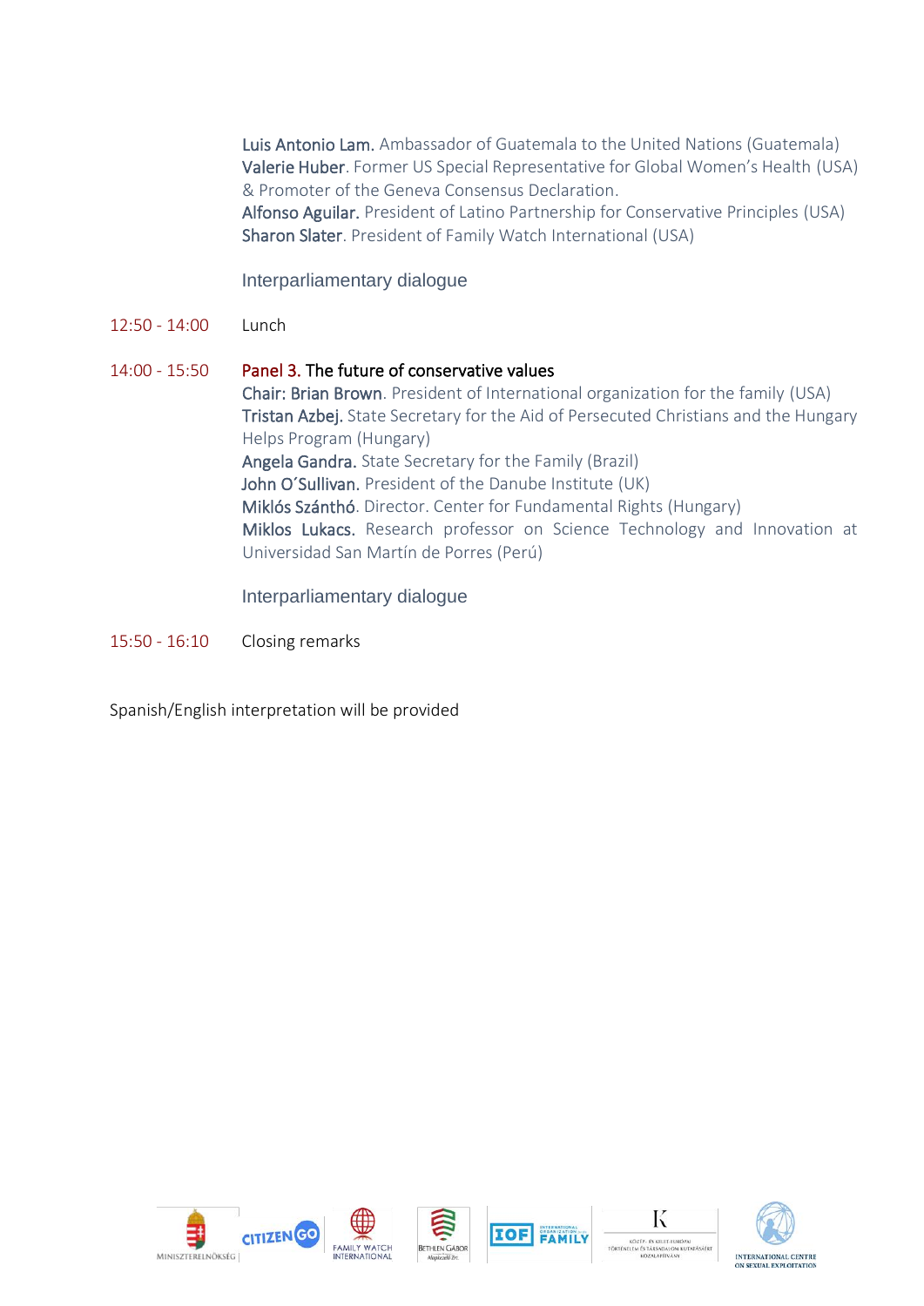**Luis Antonio Lam.** Ambassador of Guatemala to the United Nations (Guatemala)
**Valerie Huber**. Former US Special Representative for Global Women's Health (USA) & Promoter of the Geneva Consensus Declaration.
**Alfonso Aguilar.** President of Latino Partnership for Conservative Principles (USA)
**Sharon Slater**. President of Family Watch International (USA)

Interparliamentary dialogue

12:50 - 14:00 Lunch

14:00 - 15:50 **Panel 3. The future of conservative values**
**Chair: Brian Brown**. President of International organization for the family (USA)
**Tristan Azbej.** State Secretary for the Aid of Persecuted Christians and the Hungary Helps Program (Hungary)
**Angela Gandra.** State Secretary for the Family (Brazil)
**John O´Sullivan.** President of the Danube Institute (UK)
**Miklós Szánthó**. Director. Center for Fundamental Rights (Hungary)
**Miklos Lukacs.** Research professor on Science Technology and Innovation at Universidad San Martín de Porres (Perú)

Interparliamentary dialogue

15:50 - 16:10 Closing remarks

Spanish/English interpretation will be provided

MINISZTERELNÖKSÉG
CITIZENGO
FAMILY WATCH INTERNATIONAL
BETHLEN GÁBOR Alapkezelő Zrt.
IOF INTERNATIONAL ORGANIZATION FOR THE FAMILY
KÖZÉP- ÉS KELET-EURÓPAI TÖRTÉNELEM ÉS TÁRSADALOM KUTATÁSÁÉRT KÖZALAPÍTVÁNY
INTERNATIONAL CENTRE ON SEXUAL EXPLOITATION